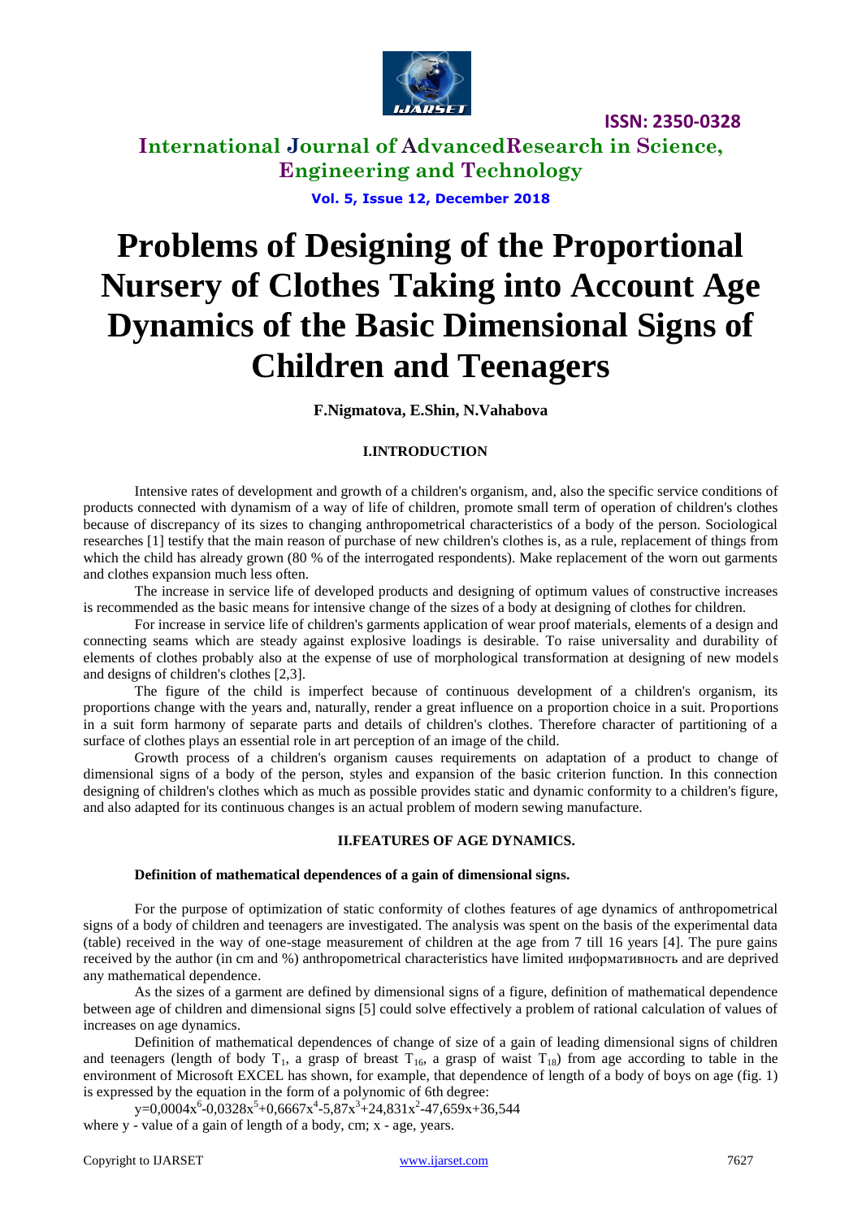# Problems of Designing of the Proportional Nursery of Clothes Taking into Account Age Dynamics of the Basic Dimensional Signs of Children and Teenagers

**F.Nigmatova, E.Shin, N.Vahabova**

## I.INTRODUCTION

Intensive rates of development and growth of a children's organism, and, also the specific service conditions of products connected with dynamism of a way of life of children, promote small term of operation of children's clothes because of discrepancy of its sizes to changing anthropometrical characteristics of a body of the person. Sociological researches [1] testify that the main reason of purchase of new children's clothes is, as a rule, replacement of things from which the child has already grown (80 % of the interrogated respondents). Make replacement of the worn out garments and clothes expansion much less often.

The increase in service life of developed products and designing of optimum values of constructive increases is recommended as the basic means for intensive change of the sizes of a body at designing of clothes for children.

For increase in service life of children's garments application of wear proof materials, elements of a design and connecting seams which are steady against explosive loadings is desirable. To raise universality and durability of elements of clothes probably also at the expense of use of morphological transformation at designing of new models and designs of children's clothes [2,3].

The figure of the child is imperfect because of continuous development of a children's organism, its proportions change with the years and, naturally, render a great influence on a proportion choice in a suit. Proportions in a suit form harmony of separate parts and details of children's clothes. Therefore character of partitioning of a surface of clothes plays an essential role in art perception of an image of the child.

Growth process of a children's organism causes requirements on adaptation of a product to change of dimensional signs of a body of the person, styles and expansion of the basic criterion function. In this connection designing of children's clothes which as much as possible provides static and dynamic conformity to a children's figure, and also adapted for its continuous changes is an actual problem of modern sewing manufacture.

## II.FEATURES OF AGE DYNAMICS.

### Definition of mathematical dependences of a gain of dimensional signs.

For the purpose of optimization of static conformity of clothes features of age dynamics of anthropometrical signs of a body of children and teenagers are investigated. The analysis was spent on the basis of the experimental data (table) received in the way of one-stage measurement of children at the age from 7 till 16 years [4]. The pure gains received by the author (in cm and %) anthropometrical characteristics have limited информативность and are deprived any mathematical dependence.

As the sizes of a garment are defined by dimensional signs of a figure, definition of mathematical dependence between age of children and dimensional signs [5] could solve effectively a problem of rational calculation of values of increases on age dynamics.

Definition of mathematical dependences of change of size of a gain of leading dimensional signs of children and teenagers (length of body $T_1$, a grasp of breast $T_{16}$, a grasp of waist $T_{18}$) from age according to table in the environment of Microsoft EXCEL has shown, for example, that dependence of length of a body of boys on age (fig. 1) is expressed by the equation in the form of a polynomic of 6th degree:

$$y=0,0004x^6-0,0328x^5+0,6667x^4-5,87x^3+24,831x^2-47,659x+36,544$$

where y - value of a gain of length of a body, cm; x - age, years.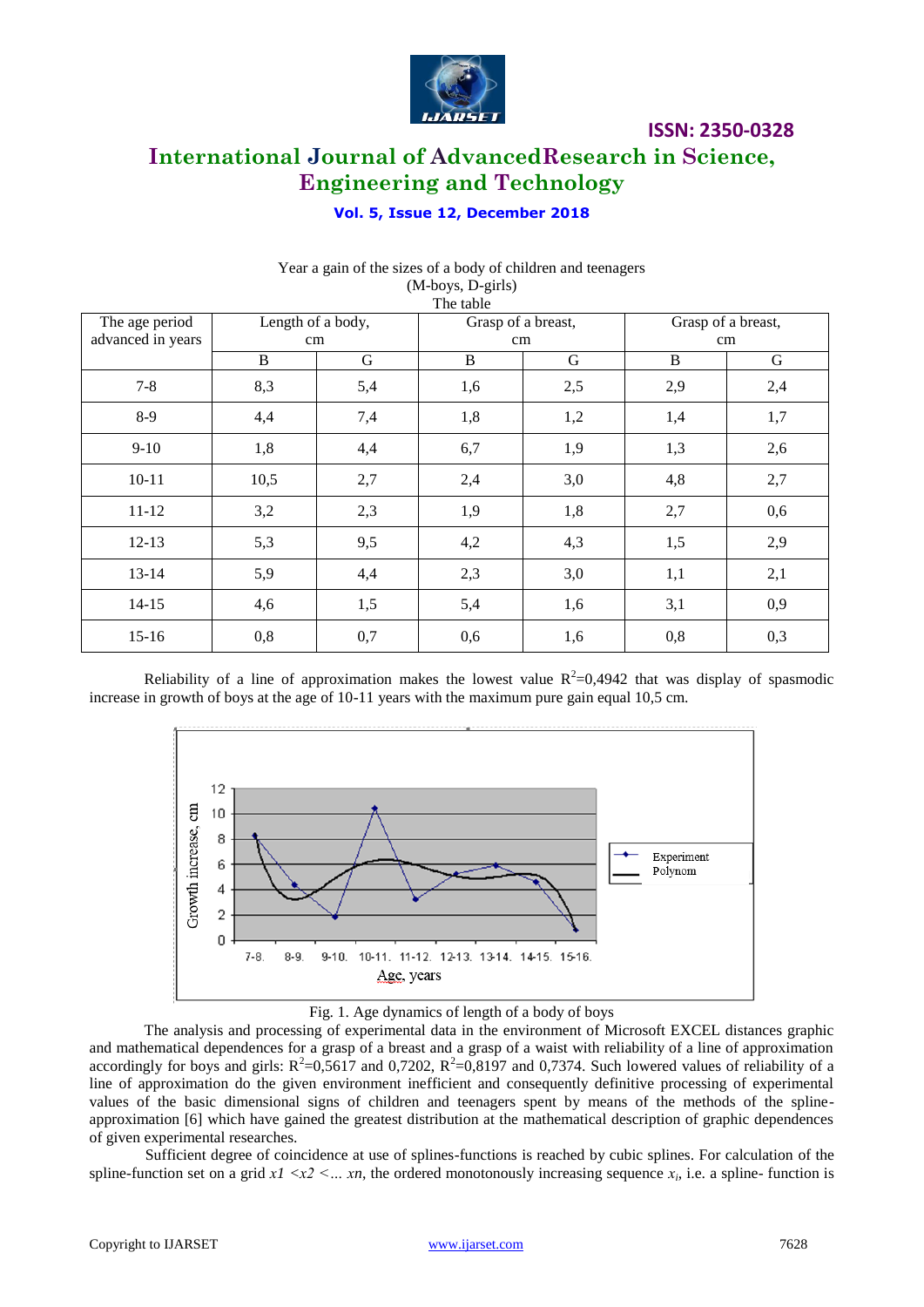Year a gain of the sizes of a body of children and teenagers
(M-boys, D-girls)
The table

| The age period advanced in years | Length of a body, cm | | Grasp of a breast, cm | | Grasp of a breast, cm | |
|---|---|---|---|---|---|---|
| | B | G | B | G | B | G |
| 7-8 | 8,3 | 5,4 | 1,6 | 2,5 | 2,9 | 2,4 |
| 8-9 | 4,4 | 7,4 | 1,8 | 1,2 | 1,4 | 1,7 |
| 9-10 | 1,8 | 4,4 | 6,7 | 1,9 | 1,3 | 2,6 |
| 10-11 | 10,5 | 2,7 | 2,4 | 3,0 | 4,8 | 2,7 |
| 11-12 | 3,2 | 2,3 | 1,9 | 1,8 | 2,7 | 0,6 |
| 12-13 | 5,3 | 9,5 | 4,2 | 4,3 | 1,5 | 2,9 |
| 13-14 | 5,9 | 4,4 | 2,3 | 3,0 | 1,1 | 2,1 |
| 14-15 | 4,6 | 1,5 | 5,4 | 1,6 | 3,1 | 0,9 |
| 15-16 | 0,8 | 0,7 | 0,6 | 1,6 | 0,8 | 0,3 |

Reliability of a line of approximation makes the lowest value $R^2$=0,4942 that was display of spasmodic increase in growth of boys at the age of 10-11 years with the maximum pure gain equal 10,5 cm.

Fig. 1. Age dynamics of length of a body of boys

The analysis and processing of experimental data in the environment of Microsoft EXCEL distances graphic and mathematical dependences for a grasp of a breast and a grasp of a waist with reliability of a line of approximation accordingly for boys and girls: $R^2$=0,5617 and 0,7202, $R^2$=0,8197 and 0,7374. Such lowered values of reliability of a line of approximation do the given environment inefficient and consequently definitive processing of experimental values of the basic dimensional signs of children and teenagers spent by means of the methods of the spline-approximation [6] which have gained the greatest distribution at the mathematical description of graphic dependences of given experimental researches.

Sufficient degree of coincidence at use of splines-functions is reached by cubic splines. For calculation of the spline-function set on a grid $x1 < x2 < ... xn$, the ordered monotonously increasing sequence $x_i$, i.e. a spline- function is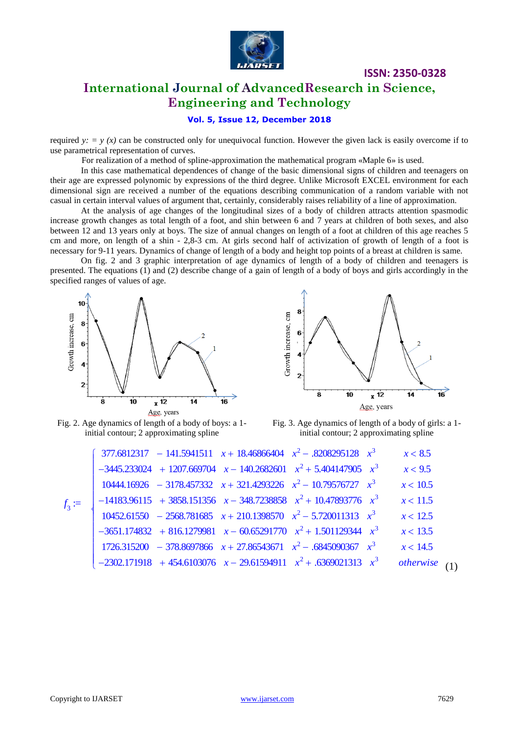required $y: = y(x)$ can be constructed only for unequivocal function. However the given lack is easily overcome if to use parametrical representation of curves.

For realization of a method of spline-approximation the mathematical program «Maple 6» is used.

In this case mathematical dependences of change of the basic dimensional signs of children and teenagers on their age are expressed polynomic by expressions of the third degree. Unlike Microsoft EXCEL environment for each dimensional sign are received a number of the equations describing communication of a random variable with not casual in certain interval values of argument that, certainly, considerably raises reliability of a line of approximation.

At the analysis of age changes of the longitudinal sizes of a body of children attracts attention spasmodic increase growth changes as total length of a foot, and shin between 6 and 7 years at children of both sexes, and also between 12 and 13 years only at boys. The size of annual changes on length of a foot at children of this age reaches 5 cm and more, on length of a shin - 2,8-3 cm. At girls second half of activization of growth of length of a foot is necessary for 9-11 years. Dynamics of change of length of a body and height top points of a breast at children is same.

On fig. 2 and 3 graphic interpretation of age dynamics of length of a body of children and teenagers is presented. The equations (1) and (2) describe change of a gain of length of a body of boys and girls accordingly in the specified ranges of values of age.

Fig. 2. Age dynamics of length of a body of boys: a 1-initial contour; 2 approximating spline

Fig. 3. Age dynamics of length of a body of girls: a 1-initial contour; 2 approximating spline

$$
f_3 := \begin{cases}
377.6812317 - 141.5941511\ x + 18.46866404\ x^2 - .8208295128\ x^3 & x < 8.5 \\
-3445.233024 + 1207.669704\ x - 140.2682601\ x^2 + 5.404147905\ x^3 & x < 9.5 \\
10444.16926 - 3178.457332\ x + 321.4293226\ x^2 - 10.79576727\ x^3 & x < 10.5 \\
-14183.96115 + 3858.151356\ x - 348.7238858\ x^2 + 10.47893776\ x^3 & x < 11.5 \\
10452.61550 - 2568.781685\ x + 210.1398570\ x^2 - 5.720011313\ x^3 & x < 12.5 \\
-3651.174832 + 816.1279981\ x - 60.65291770\ x^2 + 1.501129344\ x^3 & x < 13.5 \\
1726.315200 - 378.8697866\ x + 27.86543671\ x^2 - .6845090367\ x^3 & x < 14.5 \\
-2302.171918 + 454.6103076\ x - 29.61594911\ x^2 + .6369021313\ x^3 & otherwise
\end{cases} \quad (1)
$$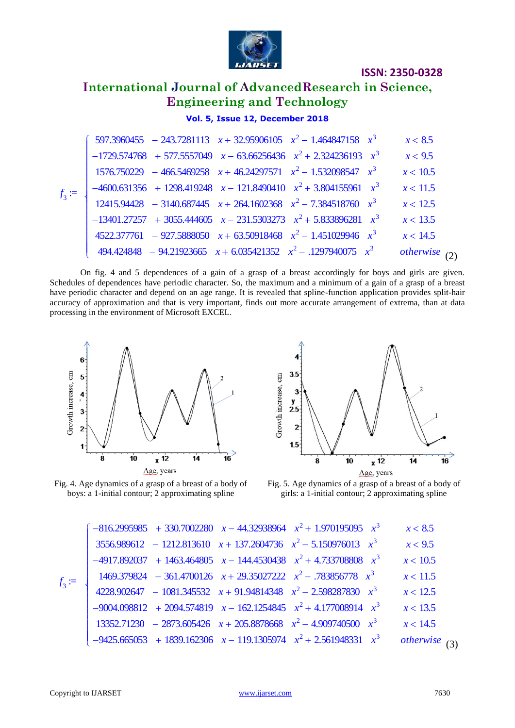$$f_3 := \begin{cases} 597.3960455 - 243.7281113\ x + 32.95906105\ x^2 - 1.464847158\ x^3 & x < 8.5 \\ -1729.574768 + 577.5557049\ x - 63.66256436\ x^2 + 2.324236193\ x^3 & x < 9.5 \\ 1576.750229 - 466.5469258\ x + 46.24297571\ x^2 - 1.532098547\ x^3 & x < 10.5 \\ -4600.631356 + 1298.419248\ x - 121.8490410\ x^2 + 3.804155961\ x^3 & x < 11.5 \\ 12415.94428 - 3140.687445\ x + 264.1602368\ x^2 - 7.384518760\ x^3 & x < 12.5 \\ -13401.27257 + 3055.444605\ x - 231.5303273\ x^2 + 5.833896281\ x^3 & x < 13.5 \\ 4522.377761 - 927.5888050\ x + 63.50918468\ x^2 - 1.451029946\ x^3 & x < 14.5 \\ 494.424848 - 94.21923665\ x + 6.035421352\ x^2 - .1297940075\ x^3 & \text{otherwise} \end{cases} \quad (2)$$

On fig. 4 and 5 dependences of a gain of a grasp of a breast accordingly for boys and girls are given. Schedules of dependences have periodic character. So, the maximum and a minimum of a gain of a grasp of a breast have periodic character and depend on an age range. It is revealed that spline-function application provides split-hair accuracy of approximation and that is very important, finds out more accurate arrangement of extrema, than at data processing in the environment of Microsoft EXCEL.

Fig. 4. Age dynamics of a grasp of a breast of a body of boys: a 1-initial contour; 2 approximating spline

Fig. 5. Age dynamics of a grasp of a breast of a body of girls: a 1-initial contour; 2 approximating spline

$$f_3 := \begin{cases} -816.2995985 + 330.7002280\ x - 44.32938964\ x^2 + 1.970195095\ x^3 & x < 8.5 \\ 3556.989612 - 1212.813610\ x + 137.2604736\ x^2 - 5.150976013\ x^3 & x < 9.5 \\ -4917.892037 + 1463.464805\ x - 144.4530438\ x^2 + 4.733708808\ x^3 & x < 10.5 \\ 1469.379824 - 361.4700126\ x + 29.35027222\ x^2 - .783856778\ x^3 & x < 11.5 \\ 4228.902647 - 1081.345532\ x + 91.94814348\ x^2 - 2.598287830\ x^3 & x < 12.5 \\ -9004.098812 + 2094.574819\ x - 162.1254845\ x^2 + 4.177008914\ x^3 & x < 13.5 \\ 13352.71230 - 2873.605426\ x + 205.8878668\ x^2 - 4.909740500\ x^3 & x < 14.5 \\ -9425.665053 + 1839.162306\ x - 119.1305974\ x^2 + 2.561948331\ x^3 & \text{otherwise} \end{cases} \quad (3)$$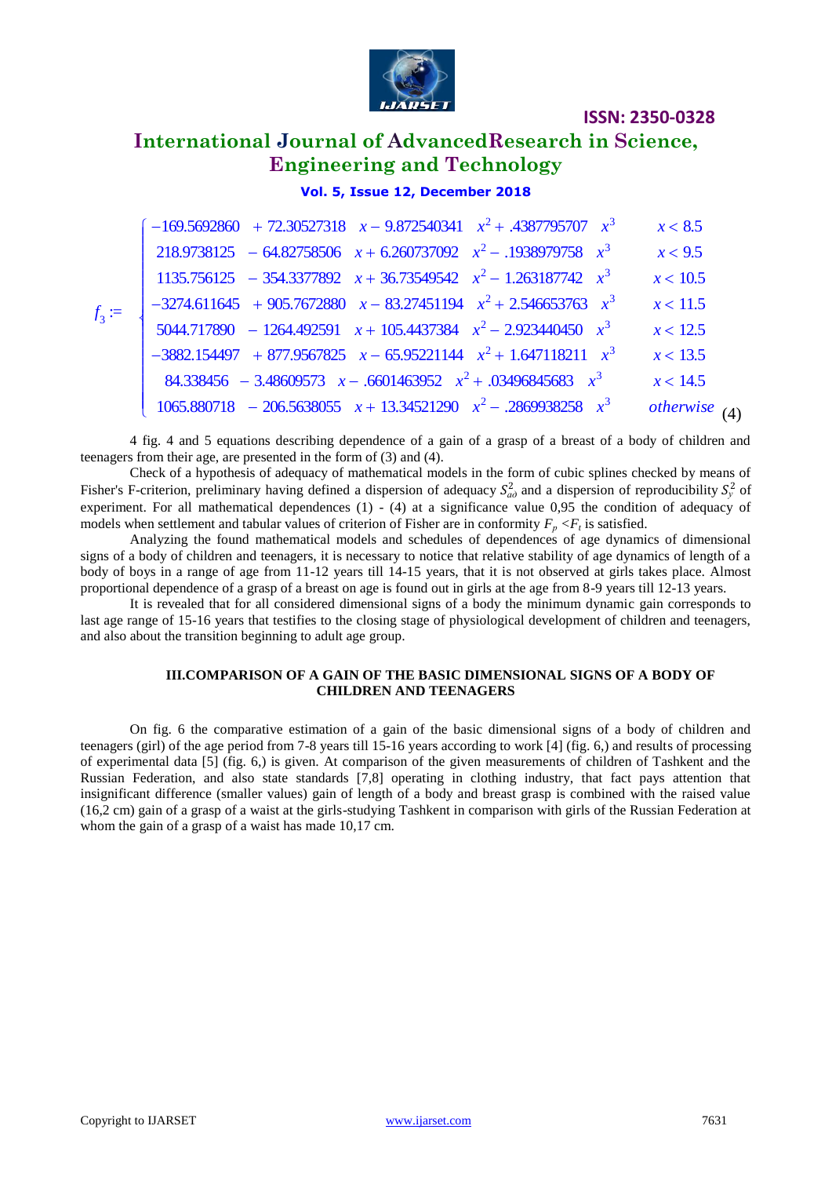$$
f_3 := \begin{cases}
-169.5692860 + 72.30527318\ x - 9.872540341\ x^2 + .4387795707\ x^3 & x < 8.5 \\
218.9738125 - 64.82758506\ x + 6.260737092\ x^2 - .1938979758\ x^3 & x < 9.5 \\
1135.756125 - 354.3377892\ x + 36.73549542\ x^2 - 1.263187742\ x^3 & x < 10.5 \\
-3274.611645 + 905.7672880\ x - 83.27451194\ x^2 + 2.546653763\ x^3 & x < 11.5 \\
5044.717890 - 1264.492591\ x + 105.4437384\ x^2 - 2.923440450\ x^3 & x < 12.5 \\
-3882.154497 + 877.9567825\ x - 65.95221144\ x^2 + 1.647118211\ x^3 & x < 13.5 \\
84.338456 - 3.48609573\ x - .6601463952\ x^2 + .03496845683\ x^3 & x < 14.5 \\
1065.880718 - 206.5638055\ x + 13.34521290\ x^2 - .2869938258\ x^3 & \mathit{otherwise}
\end{cases} \quad (4)
$$

4 fig. 4 and 5 equations describing dependence of a gain of a grasp of a breast of a body of children and teenagers from their age, are presented in the form of (3) and (4).

Check of a hypothesis of adequacy of mathematical models in the form of cubic splines checked by means of Fisher's F-criterion, preliminary having defined a dispersion of adequacy $S_{ad}^2$ and a dispersion of reproducibility $S_y^2$ of experiment. For all mathematical dependences (1) - (4) at a significance value 0,95 the condition of adequacy of models when settlement and tabular values of criterion of Fisher are in conformity $F_p < F_t$ is satisfied.

Analyzing the found mathematical models and schedules of dependences of age dynamics of dimensional signs of a body of children and teenagers, it is necessary to notice that relative stability of age dynamics of length of a body of boys in a range of age from 11-12 years till 14-15 years, that it is not observed at girls takes place. Almost proportional dependence of a grasp of a breast on age is found out in girls at the age from 8-9 years till 12-13 years.

It is revealed that for all considered dimensional signs of a body the minimum dynamic gain corresponds to last age range of 15-16 years that testifies to the closing stage of physiological development of children and teenagers, and also about the transition beginning to adult age group.

## III.COMPARISON OF A GAIN OF THE BASIC DIMENSIONAL SIGNS OF A BODY OF CHILDREN AND TEENAGERS

On fig. 6 the comparative estimation of a gain of the basic dimensional signs of a body of children and teenagers (girl) of the age period from 7-8 years till 15-16 years according to work [4] (fig. 6,) and results of processing of experimental data [5] (fig. 6,) is given. At comparison of the given measurements of children of Tashkent and the Russian Federation, and also state standards [7,8] operating in clothing industry, that fact pays attention that insignificant difference (smaller values) gain of length of a body and breast grasp is combined with the raised value (16,2 cm) gain of a grasp of a waist at the girls-studying Tashkent in comparison with girls of the Russian Federation at whom the gain of a grasp of a waist has made 10,17 cm.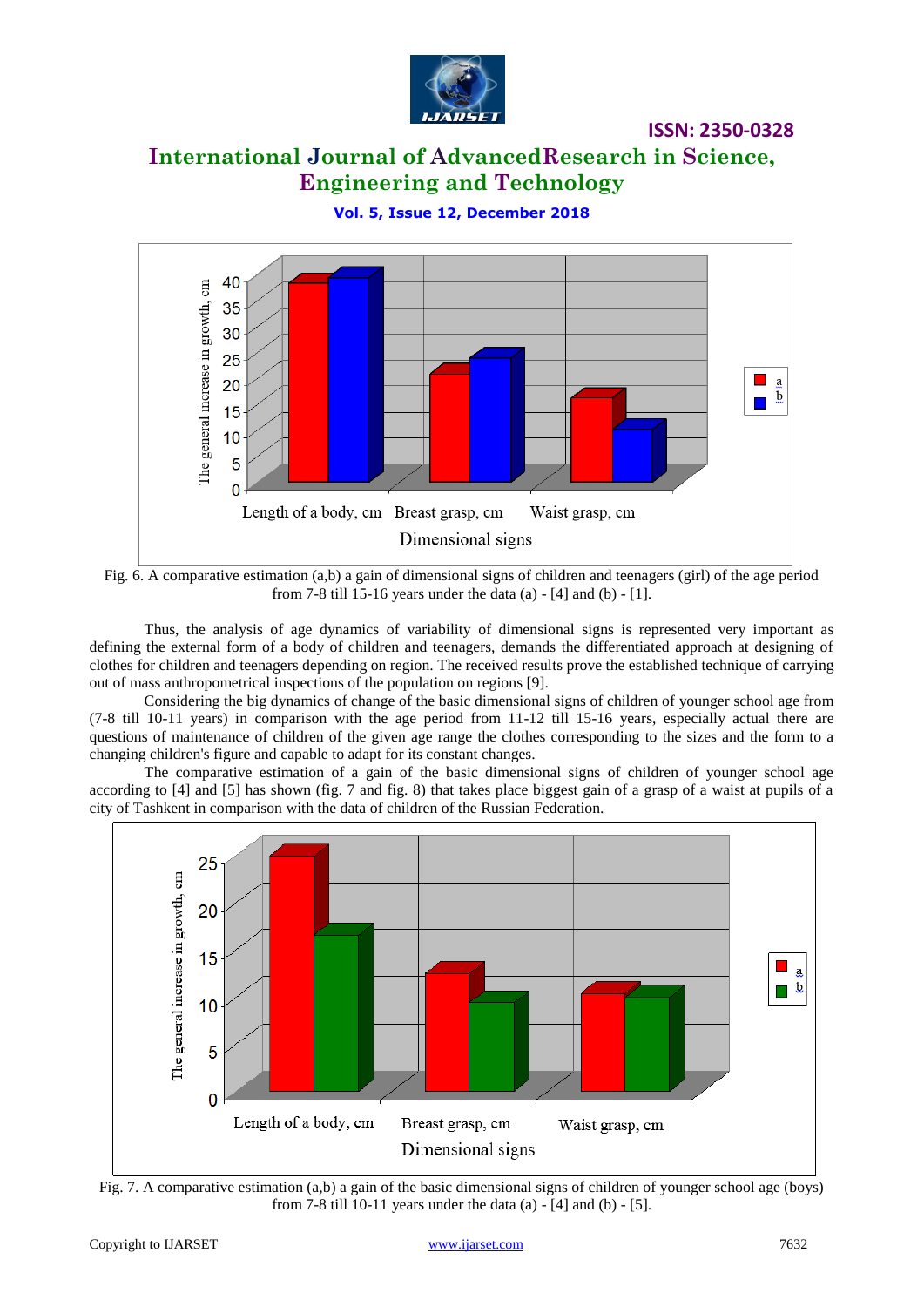Fig. 6. A comparative estimation (a,b) a gain of dimensional signs of children and teenagers (girl) of the age period from 7-8 till 15-16 years under the data (a) - [4] and (b) - [1].

Thus, the analysis of age dynamics of variability of dimensional signs is represented very important as defining the external form of a body of children and teenagers, demands the differentiated approach at designing of clothes for children and teenagers depending on region. The received results prove the established technique of carrying out of mass anthropometrical inspections of the population on regions [9].

Considering the big dynamics of change of the basic dimensional signs of children of younger school age from (7-8 till 10-11 years) in comparison with the age period from 11-12 till 15-16 years, especially actual there are questions of maintenance of children of the given age range the clothes corresponding to the sizes and the form to a changing children's figure and capable to adapt for its constant changes.

The comparative estimation of a gain of the basic dimensional signs of children of younger school age according to [4] and [5] has shown (fig. 7 and fig. 8) that takes place biggest gain of a grasp of a waist at pupils of a city of Tashkent in comparison with the data of children of the Russian Federation.

Fig. 7. A comparative estimation (a,b) a gain of the basic dimensional signs of children of younger school age (boys) from 7-8 till 10-11 years under the data (a) - [4] and (b) - [5].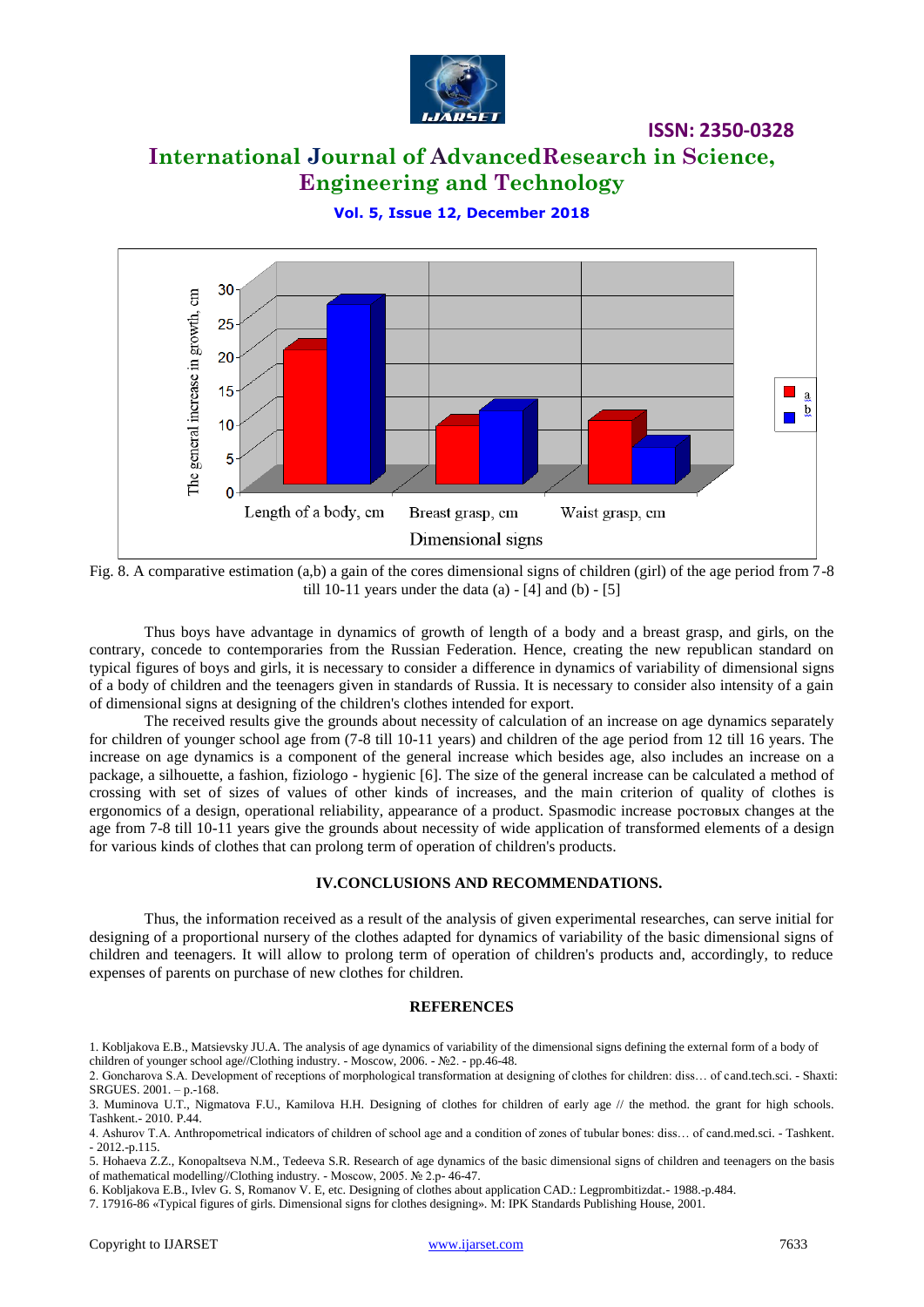Fig. 8. A comparative estimation (a,b) a gain of the cores dimensional signs of children (girl) of the age period from 7-8 till 10-11 years under the data (a) - [4] and (b) - [5]

Thus boys have advantage in dynamics of growth of length of a body and a breast grasp, and girls, on the contrary, concede to contemporaries from the Russian Federation. Hence, creating the new republican standard on typical figures of boys and girls, it is necessary to consider a difference in dynamics of variability of dimensional signs of a body of children and the teenagers given in standards of Russia. It is necessary to consider also intensity of a gain of dimensional signs at designing of the children's clothes intended for export.

The received results give the grounds about necessity of calculation of an increase on age dynamics separately for children of younger school age from (7-8 till 10-11 years) and children of the age period from 12 till 16 years. The increase on age dynamics is a component of the general increase which besides age, also includes an increase on a package, a silhouette, a fashion, fiziologo - hygienic [6]. The size of the general increase can be calculated a method of crossing with set of sizes of values of other kinds of increases, and the main criterion of quality of clothes is ergonomics of a design, operational reliability, appearance of a product. Spasmodic increase ростовых changes at the age from 7-8 till 10-11 years give the grounds about necessity of wide application of transformed elements of a design for various kinds of clothes that can prolong term of operation of children's products.

## IV.CONCLUSIONS AND RECOMMENDATIONS.

Thus, the information received as a result of the analysis of given experimental researches, can serve initial for designing of a proportional nursery of the clothes adapted for dynamics of variability of the basic dimensional signs of children and teenagers. It will allow to prolong term of operation of children's products and, accordingly, to reduce expenses of parents on purchase of new clothes for children.

## REFERENCES

1. Kobljakova E.B., Matsievsky JU.A. The analysis of age dynamics of variability of the dimensional signs defining the external form of a body of children of younger school age//Clothing industry. - Moscow, 2006. - №2. - pp.46-48.
2. Goncharova S.A. Development of receptions of morphological transformation at designing of clothes for children: diss… of cand.tech.sci. - Shaxti: SRGUES. 2001. – p.-168.
3. Muminova U.T., Nigmatova F.U., Kamilova H.H. Designing of clothes for children of early age // the method. the grant for high schools. Tashkent.- 2010. P.44.
4. Ashurov T.A. Anthropometrical indicators of children of school age and a condition of zones of tubular bones: diss… of cand.med.sci. - Tashkent. - 2012.-p.115.
5. Hohaeva Z.Z., Konopaltseva N.M., Tedeeva S.R. Research of age dynamics of the basic dimensional signs of children and teenagers on the basis of mathematical modelling//Clothing industry. - Moscow, 2005. № 2.p- 46-47.
6. Kobljakova E.B., Ivlev G. S, Romanov V. E, etc. Designing of clothes about application CAD.: Legprombitizdat.- 1988.-p.484.
7. 17916-86 «Typical figures of girls. Dimensional signs for clothes designing». M: IPK Standards Publishing House, 2001.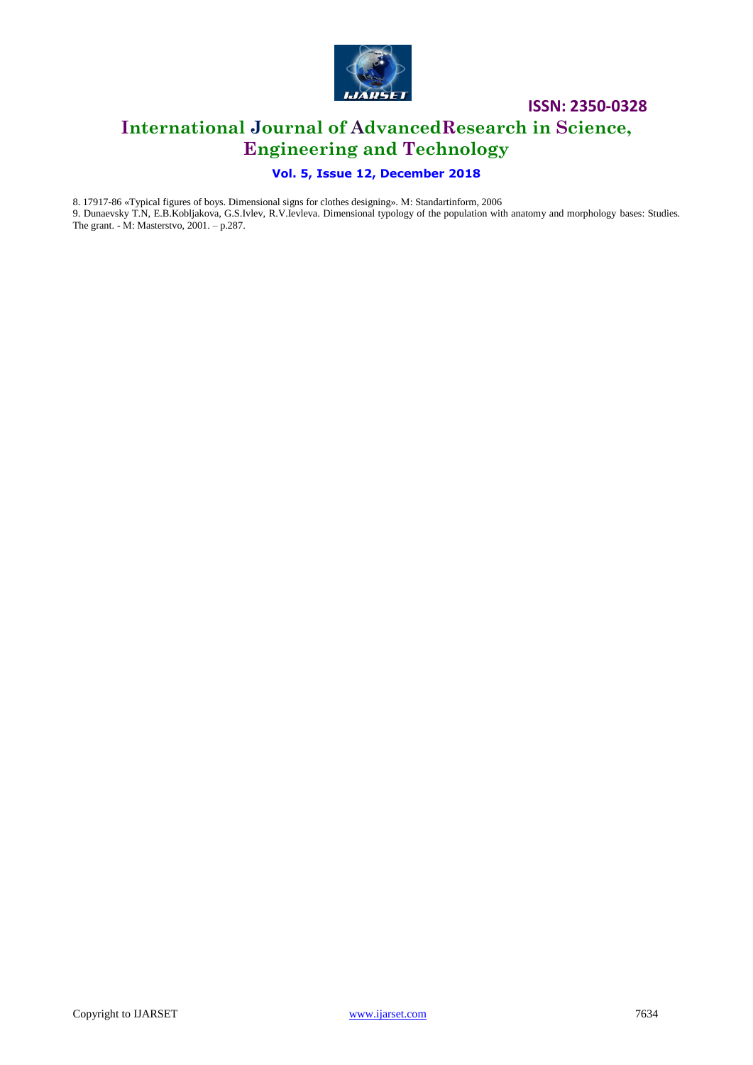8. 17917-86 «Typical figures of boys. Dimensional signs for clothes designing». M: Standartinform, 2006

9. Dunaevsky T.N, E.B.Kobljakova, G.S.Ivlev, R.V.Ievleva. Dimensional typology of the population with anatomy and morphology bases: Studies. The grant. - M: Masterstvo, 2001. – p.287.